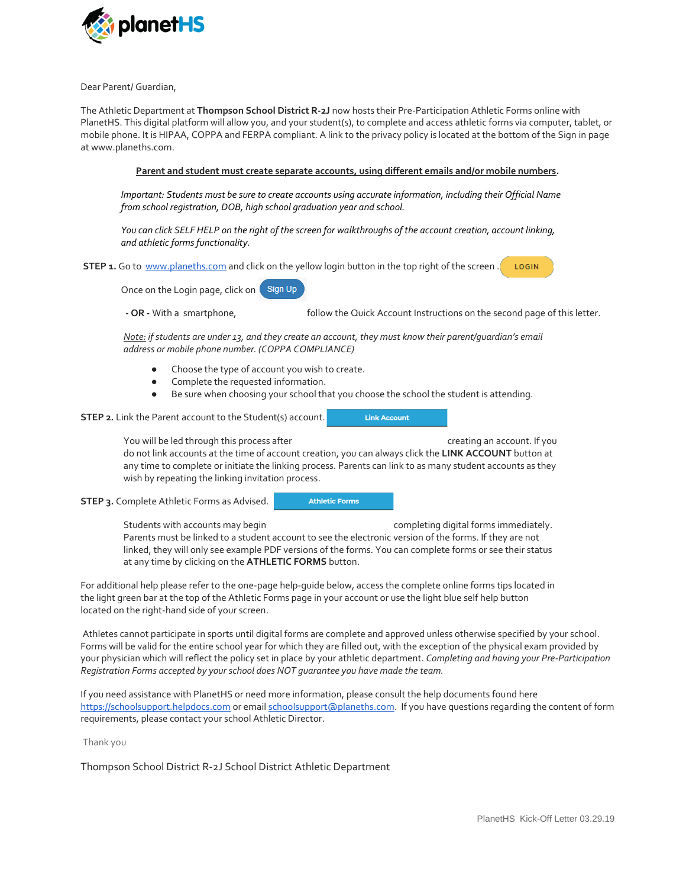planetHS

Dear Parent/ Guardian,

The Athletic Department at **Thompson School District R-2J** now hosts their Pre-Participation Athletic Forms online with PlanetHS. This digital platform will allow you, and your student(s), to complete and access athletic forms via computer, tablet, or mobile phone. It is HIPAA, COPPA and FERPA compliant. A link to the privacy policy is located at the bottom of the Sign in page at www.planeths.com.

**Parent and student must create separate accounts, using different emails and/or mobile numbers.**

*Important: Students must be sure to create accounts using accurate information, including their Official Name from school registration, DOB, high school graduation year and school.*

*You can click SELF HELP on the right of the screen for walkthroughs of the account creation, account linking, and athletic forms functionality.*

**STEP 1.** Go to www.planeths.com and click on the yellow login button in the top right of the screen . LOGIN

Once on the Login page, click on Sign Up

**- OR -** With a smartphone, follow the Quick Account Instructions on the second page of this letter.

*Note: if students are under 13, and they create an account, they must know their parent/guardian's email address or mobile phone number. (COPPA COMPLIANCE)*

- Choose the type of account you wish to create.
- Complete the requested information.
- Be sure when choosing your school that you choose the school the student is attending.

**STEP 2.** Link the Parent account to the Student(s) account. Link Account

You will be led through this process after creating an account. If you do not link accounts at the time of account creation, you can always click the **LINK ACCOUNT** button at any time to complete or initiate the linking process. Parents can link to as many student accounts as they wish by repeating the linking invitation process.

**STEP 3.** Complete Athletic Forms as Advised. Athletic Forms

Students with accounts may begin completing digital forms immediately. Parents must be linked to a student account to see the electronic version of the forms. If they are not linked, they will only see example PDF versions of the forms. You can complete forms or see their status at any time by clicking on the **ATHLETIC FORMS** button.

For additional help please refer to the one-page help-guide below, access the complete online forms tips located in the light green bar at the top of the Athletic Forms page in your account or use the light blue self help button located on the right-hand side of your screen.

Athletes cannot participate in sports until digital forms are complete and approved unless otherwise specified by your school. Forms will be valid for the entire school year for which they are filled out, with the exception of the physical exam provided by your physician which will reflect the policy set in place by your athletic department. *Completing and having your Pre-Participation Registration Forms accepted by your school does NOT guarantee you have made the team.*

If you need assistance with PlanetHS or need more information, please consult the help documents found here https://schoolsupport.helpdocs.com or email schoolsupport@planeths.com. If you have questions regarding the content of form requirements, please contact your school Athletic Director.

Thank you

Thompson School District R-2J School District Athletic Department

PlanetHS Kick-Off Letter 03.29.19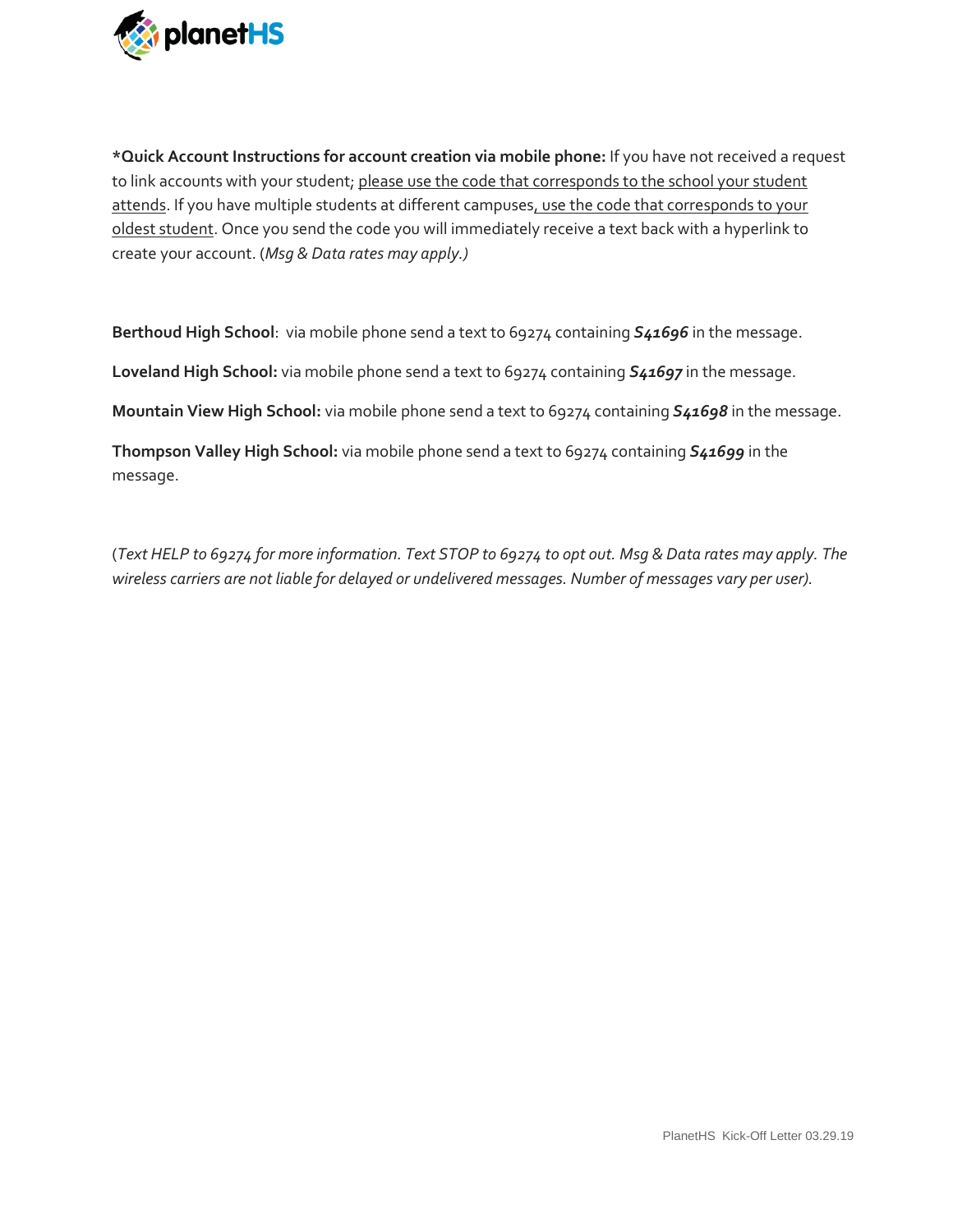***Quick Account Instructions for account creation via mobile phone:** If you have not received a request to link accounts with your student; please use the code that corresponds to the school your student attends. If you have multiple students at different campuses, use the code that corresponds to your oldest student. Once you send the code you will immediately receive a text back with a hyperlink to create your account. (*Msg & Data rates may apply.)*

**Berthoud High School**: via mobile phone send a text to 69274 containing ***S41696*** in the message.

**Loveland High School:** via mobile phone send a text to 69274 containing ***S41697*** in the message.

**Mountain View High School:** via mobile phone send a text to 69274 containing ***S41698*** in the message.

**Thompson Valley High School:** via mobile phone send a text to 69274 containing ***S41699*** in the message.

(*Text HELP to 69274 for more information. Text STOP to 69274 to opt out. Msg & Data rates may apply. The wireless carriers are not liable for delayed or undelivered messages. Number of messages vary per user).*